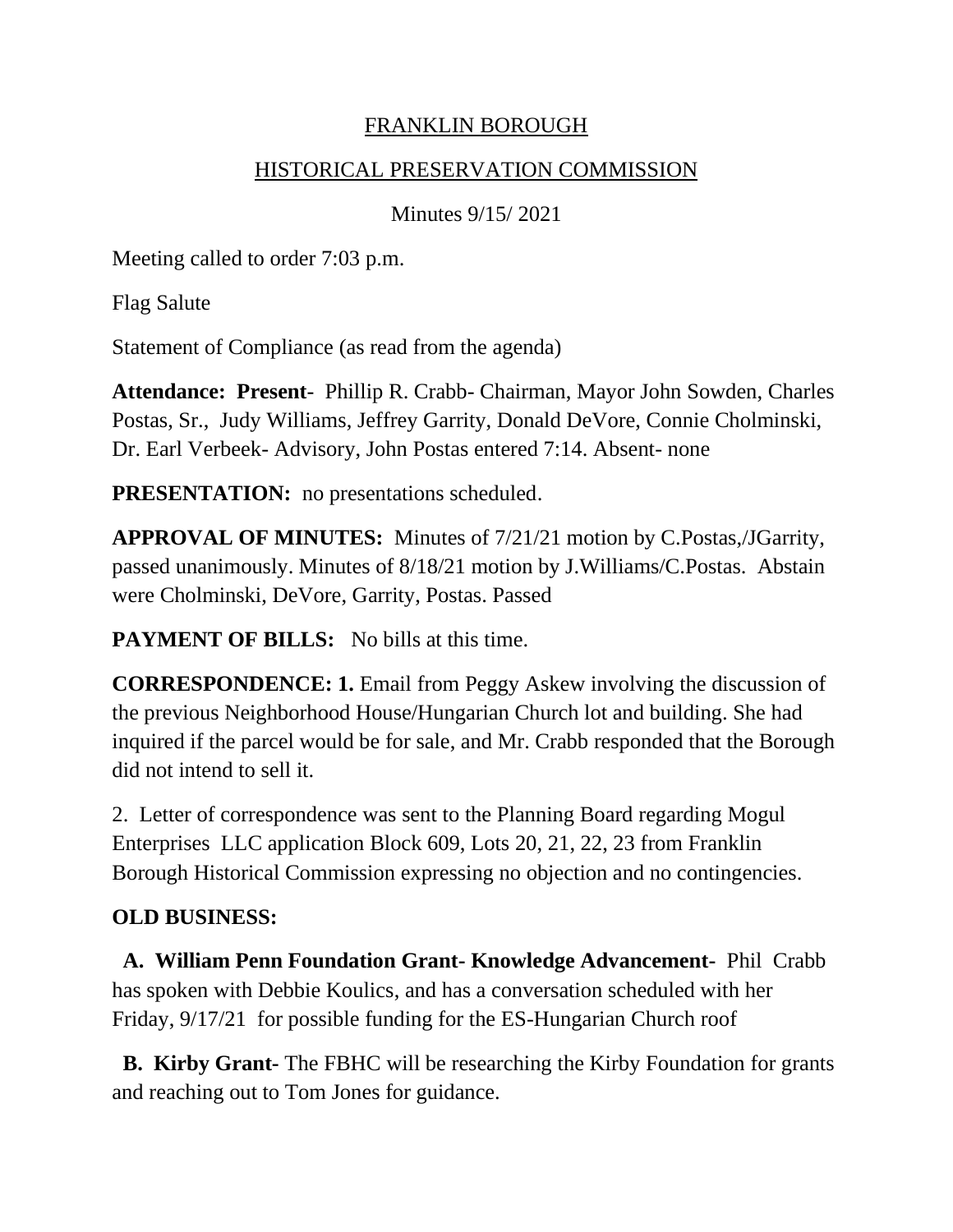# FRANKLIN BOROUGH

## HISTORICAL PRESERVATION COMMISSION

Minutes 9/15/ 2021

Meeting called to order 7:03 p.m.

Flag Salute

Statement of Compliance (as read from the agenda)

**Attendance: Present**- Phillip R. Crabb- Chairman, Mayor John Sowden, Charles Postas, Sr., Judy Williams, Jeffrey Garrity, Donald DeVore, Connie Cholminski, Dr. Earl Verbeek- Advisory, John Postas entered 7:14. Absent- none

**PRESENTATION:** no presentations scheduled.

**APPROVAL OF MINUTES:** Minutes of 7/21/21 motion by C.Postas,/JGarrity, passed unanimously. Minutes of 8/18/21 motion by J.Williams/C.Postas. Abstain were Cholminski, DeVore, Garrity, Postas. Passed

**PAYMENT OF BILLS:** No bills at this time.

**CORRESPONDENCE: 1.** Email from Peggy Askew involving the discussion of the previous Neighborhood House/Hungarian Church lot and building. She had inquired if the parcel would be for sale, and Mr. Crabb responded that the Borough did not intend to sell it.

2. Letter of correspondence was sent to the Planning Board regarding Mogul Enterprises LLC application Block 609, Lots 20, 21, 22, 23 from Franklin Borough Historical Commission expressing no objection and no contingencies.

**OLD BUSINESS:**

**A. William Penn Foundation Grant- Knowledge Advancement-** Phil Crabb has spoken with Debbie Koulics, and has a conversation scheduled with her Friday, 9/17/21 for possible funding for the ES-Hungarian Church roof

**B. Kirby Grant-** The FBHC will be researching the Kirby Foundation for grants and reaching out to Tom Jones for guidance.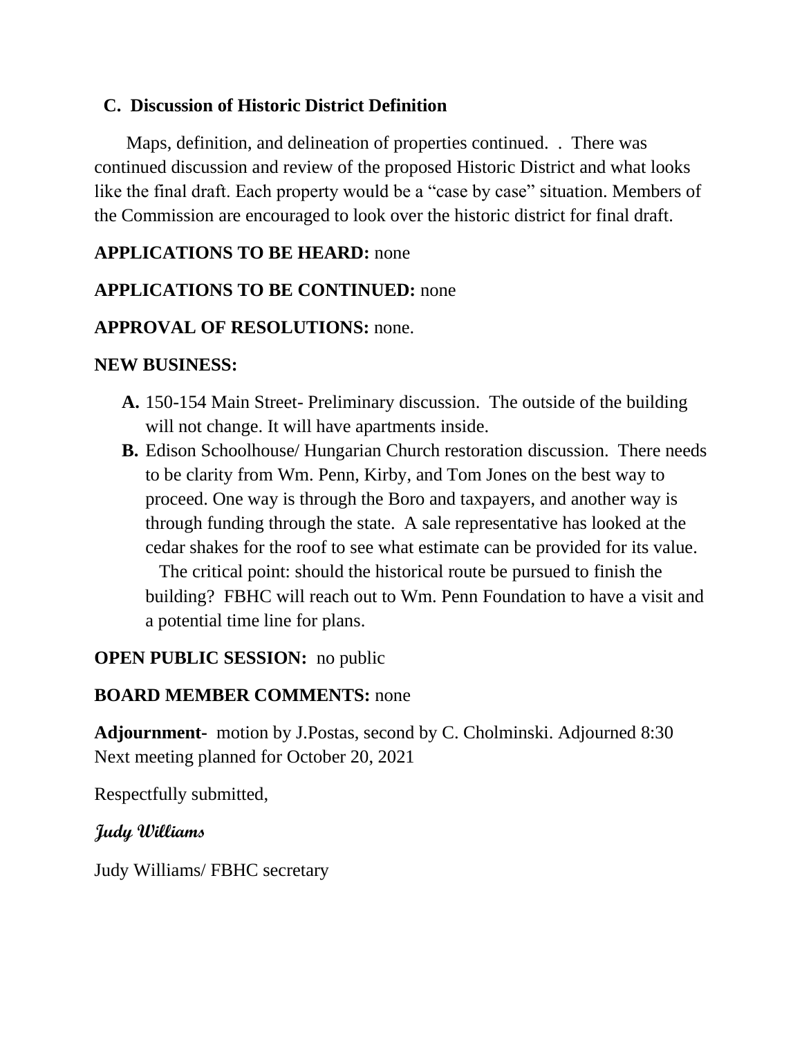### C. Discussion of Historic District Definition

Maps, definition, and delineation of properties continued. . There was continued discussion and review of the proposed Historic District and what looks like the final draft. Each property would be a "case by case" situation. Members of the Commission are encouraged to look over the historic district for final draft.

**APPLICATIONS TO BE HEARD:** none

**APPLICATIONS TO BE CONTINUED:** none

**APPROVAL OF RESOLUTIONS:** none.

**NEW BUSINESS:**

- **A.** 150-154 Main Street- Preliminary discussion. The outside of the building will not change. It will have apartments inside.
- **B.** Edison Schoolhouse/ Hungarian Church restoration discussion. There needs to be clarity from Wm. Penn, Kirby, and Tom Jones on the best way to proceed. One way is through the Boro and taxpayers, and another way is through funding through the state. A sale representative has looked at the cedar shakes for the roof to see what estimate can be provided for its value.
  The critical point: should the historical route be pursued to finish the building? FBHC will reach out to Wm. Penn Foundation to have a visit and a potential time line for plans.

**OPEN PUBLIC SESSION:** no public

**BOARD MEMBER COMMENTS:** none

**Adjournment-** motion by J.Postas, second by C. Cholminski. Adjourned 8:30
Next meeting planned for October 20, 2021

Respectfully submitted,

***Judy Williams***

Judy Williams/ FBHC secretary